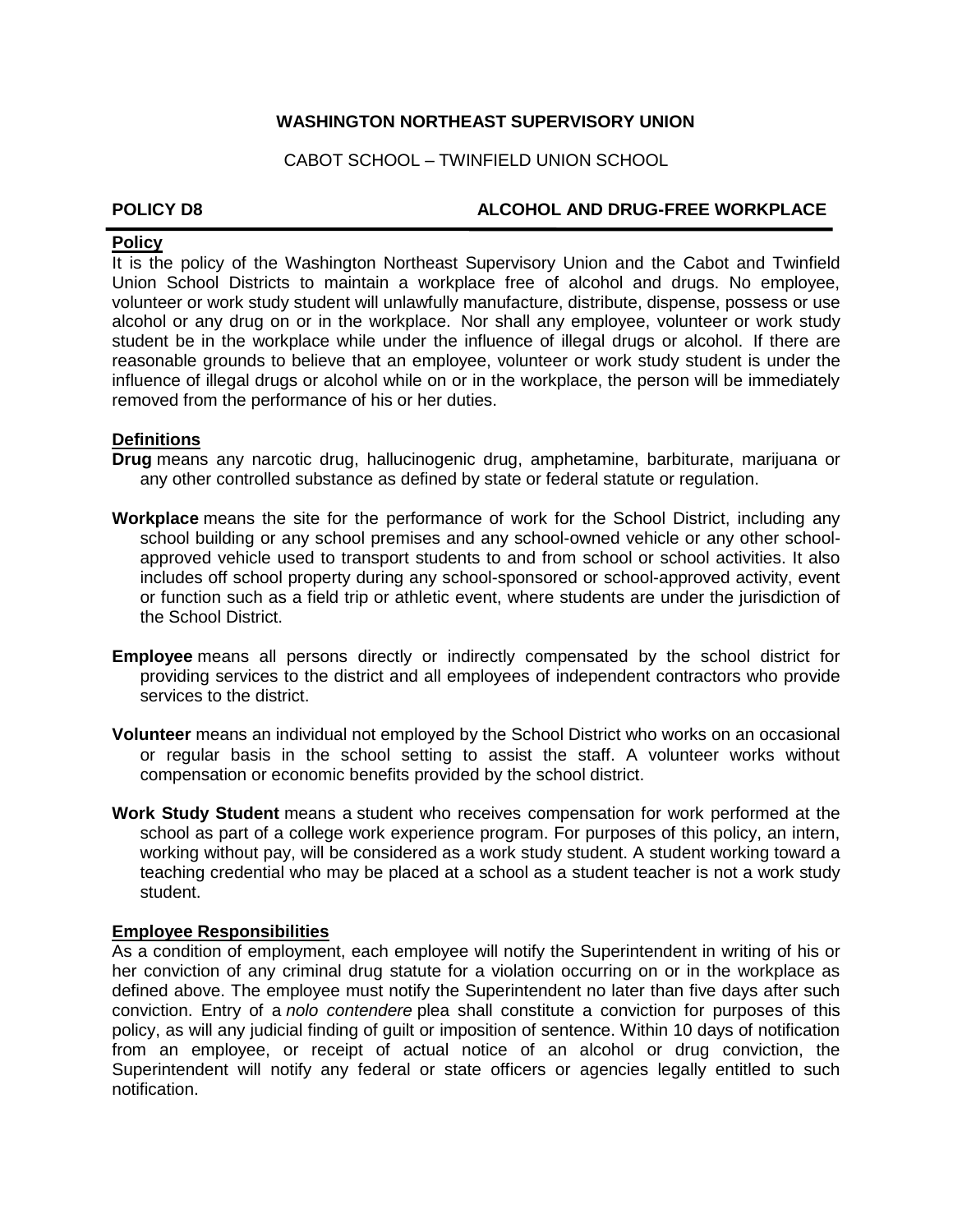**WASHINGTON NORTHEAST SUPERVISORY UNION**

CABOT SCHOOL – TWINFIELD UNION SCHOOL

**POLICY D8** **ALCOHOL AND DRUG-FREE WORKPLACE**

## Policy

It is the policy of the Washington Northeast Supervisory Union and the Cabot and Twinfield Union School Districts to maintain a workplace free of alcohol and drugs. No employee, volunteer or work study student will unlawfully manufacture, distribute, dispense, possess or use alcohol or any drug on or in the workplace. Nor shall any employee, volunteer or work study student be in the workplace while under the influence of illegal drugs or alcohol. If there are reasonable grounds to believe that an employee, volunteer or work study student is under the influence of illegal drugs or alcohol while on or in the workplace, the person will be immediately removed from the performance of his or her duties.

## Definitions

**Drug** means any narcotic drug, hallucinogenic drug, amphetamine, barbiturate, marijuana or any other controlled substance as defined by state or federal statute or regulation.

**Workplace** means the site for the performance of work for the School District, including any school building or any school premises and any school-owned vehicle or any other school-approved vehicle used to transport students to and from school or school activities. It also includes off school property during any school-sponsored or school-approved activity, event or function such as a field trip or athletic event, where students are under the jurisdiction of the School District.

**Employee** means all persons directly or indirectly compensated by the school district for providing services to the district and all employees of independent contractors who provide services to the district.

**Volunteer** means an individual not employed by the School District who works on an occasional or regular basis in the school setting to assist the staff. A volunteer works without compensation or economic benefits provided by the school district.

**Work Study Student** means a student who receives compensation for work performed at the school as part of a college work experience program. For purposes of this policy, an intern, working without pay, will be considered as a work study student. A student working toward a teaching credential who may be placed at a school as a student teacher is not a work study student.

## Employee Responsibilities

As a condition of employment, each employee will notify the Superintendent in writing of his or her conviction of any criminal drug statute for a violation occurring on or in the workplace as defined above. The employee must notify the Superintendent no later than five days after such conviction. Entry of a *nolo contendere* plea shall constitute a conviction for purposes of this policy, as will any judicial finding of guilt or imposition of sentence. Within 10 days of notification from an employee, or receipt of actual notice of an alcohol or drug conviction, the Superintendent will notify any federal or state officers or agencies legally entitled to such notification.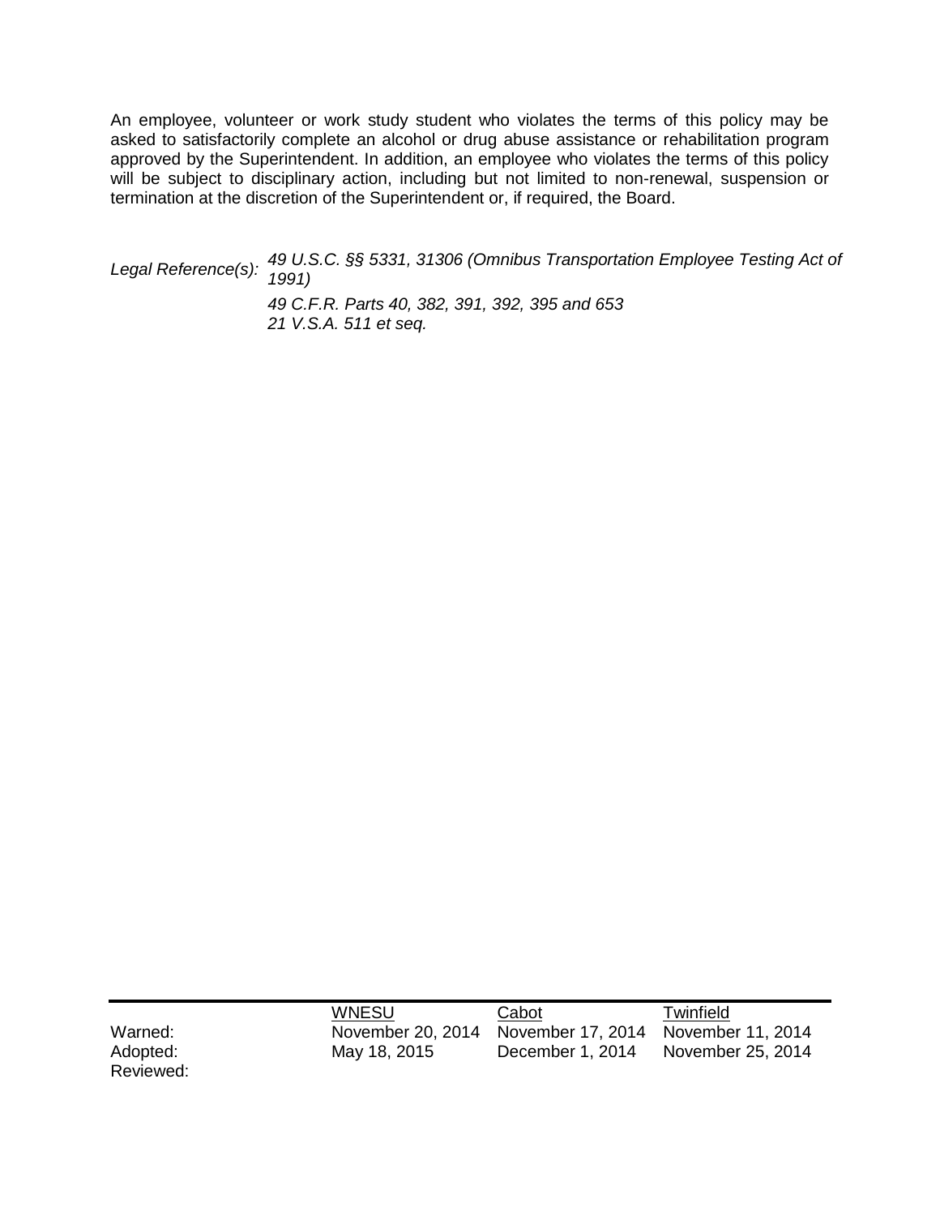An employee, volunteer or work study student who violates the terms of this policy may be asked to satisfactorily complete an alcohol or drug abuse assistance or rehabilitation program approved by the Superintendent. In addition, an employee who violates the terms of this policy will be subject to disciplinary action, including but not limited to non-renewal, suspension or termination at the discretion of the Superintendent or, if required, the Board.

*Legal Reference(s):* *49 U.S.C. §§ 5331, 31306 (Omnibus Transportation Employee Testing Act of 1991)*
*49 C.F.R. Parts 40, 382, 391, 392, 395 and 653*
*21 V.S.A. 511 et seq.*

| | WNESU | Cabot | Twinfield |
|---|---|---|---|
| Warned: | November 20, 2014 | November 17, 2014 | November 11, 2014 |
| Adopted: | May 18, 2015 | December 1, 2014 | November 25, 2014 |
| Reviewed: | | | |